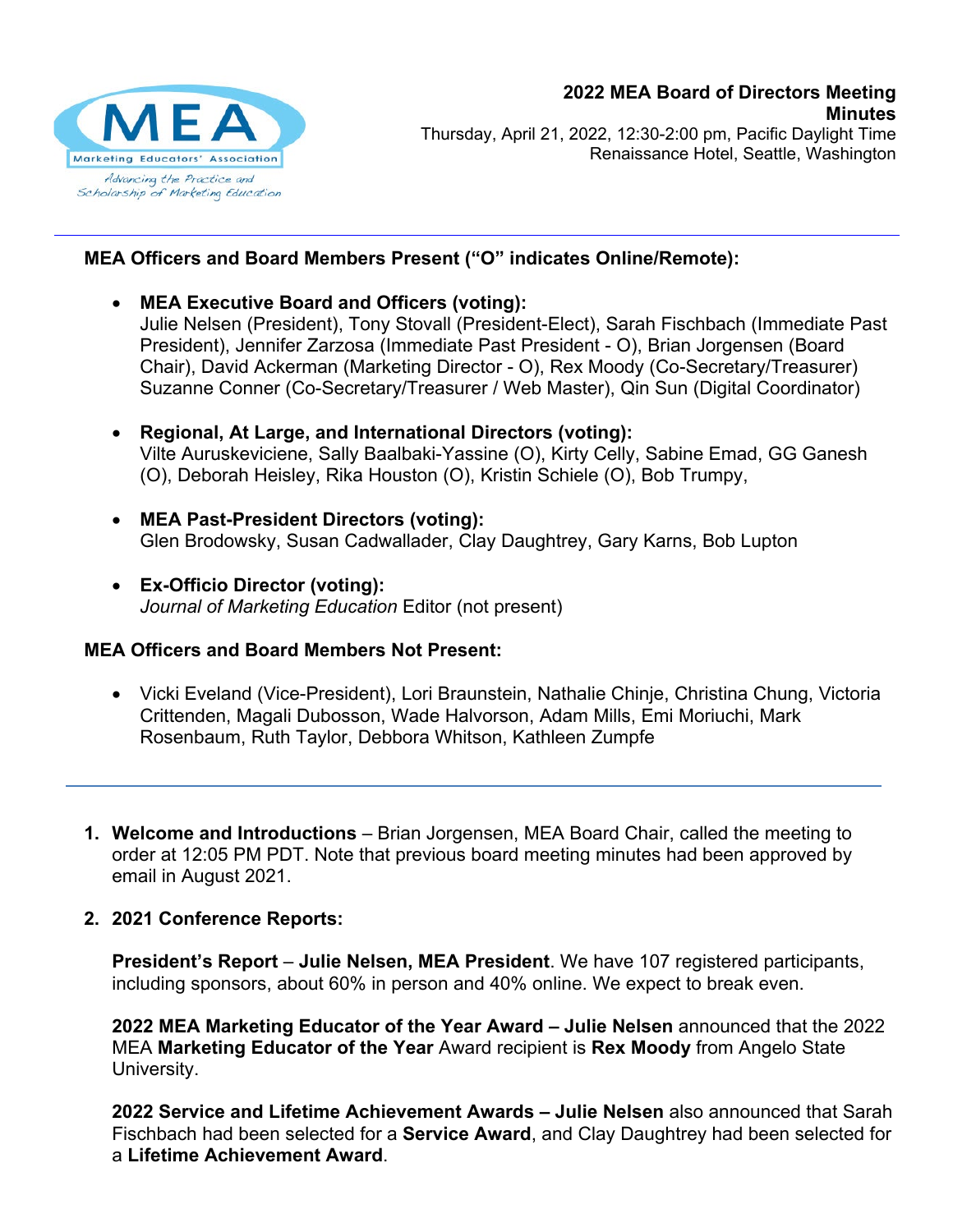# 2022 MEA Board of Directors Meeting Minutes

Thursday, April 21, 2022, 12:30-2:00 pm, Pacific Daylight Time
Renaissance Hotel, Seattle, Washington

---

## MEA Officers and Board Members Present ("O" indicates Online/Remote):

- **MEA Executive Board and Officers (voting):**
  Julie Nelsen (President), Tony Stovall (President-Elect), Sarah Fischbach (Immediate Past President), Jennifer Zarzosa (Immediate Past President - O), Brian Jorgensen (Board Chair), David Ackerman (Marketing Director - O), Rex Moody (Co-Secretary/Treasurer) Suzanne Conner (Co-Secretary/Treasurer / Web Master), Qin Sun (Digital Coordinator)

- **Regional, At Large, and International Directors (voting):**
  Vilte Auruskeviciene, Sally Baalbaki-Yassine (O), Kirty Celly, Sabine Emad, GG Ganesh (O), Deborah Heisley, Rika Houston (O), Kristin Schiele (O), Bob Trumpy,

- **MEA Past-President Directors (voting):**
  Glen Brodowsky, Susan Cadwallader, Clay Daughtrey, Gary Karns, Bob Lupton

- **Ex-Officio Director (voting):**
  *Journal of Marketing Education* Editor (not present)

## MEA Officers and Board Members Not Present:

- Vicki Eveland (Vice-President), Lori Braunstein, Nathalie Chinje, Christina Chung, Victoria Crittenden, Magali Dubosson, Wade Halvorson, Adam Mills, Emi Moriuchi, Mark Rosenbaum, Ruth Taylor, Debbora Whitson, Kathleen Zumpfe

---

1. **Welcome and Introductions** – Brian Jorgensen, MEA Board Chair, called the meeting to order at 12:05 PM PDT. Note that previous board meeting minutes had been approved by email in August 2021.

2. **2021 Conference Reports:**

   **President's Report** – **Julie Nelsen, MEA President**. We have 107 registered participants, including sponsors, about 60% in person and 40% online. We expect to break even.

   **2022 MEA Marketing Educator of the Year Award – Julie Nelsen** announced that the 2022 MEA **Marketing Educator of the Year** Award recipient is **Rex Moody** from Angelo State University.

   **2022 Service and Lifetime Achievement Awards – Julie Nelsen** also announced that Sarah Fischbach had been selected for a **Service Award**, and Clay Daughtrey had been selected for a **Lifetime Achievement Award**.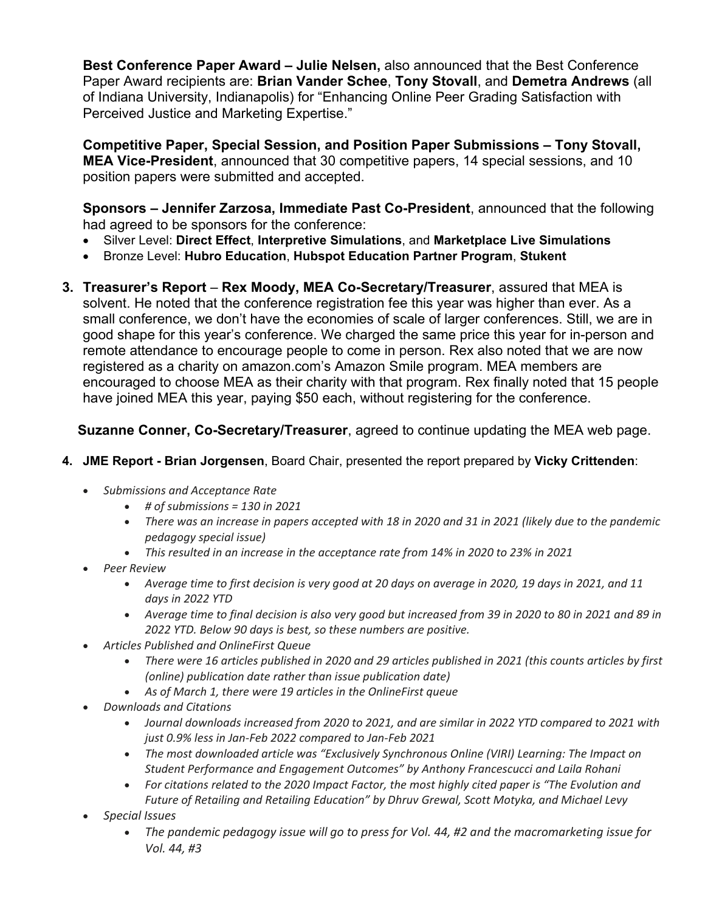**Best Conference Paper Award – Julie Nelsen,** also announced that the Best Conference Paper Award recipients are: **Brian Vander Schee**, **Tony Stovall**, and **Demetra Andrews** (all of Indiana University, Indianapolis) for "Enhancing Online Peer Grading Satisfaction with Perceived Justice and Marketing Expertise."

**Competitive Paper, Special Session, and Position Paper Submissions – Tony Stovall, MEA Vice-President**, announced that 30 competitive papers, 14 special sessions, and 10 position papers were submitted and accepted.

**Sponsors – Jennifer Zarzosa, Immediate Past Co-President**, announced that the following had agreed to be sponsors for the conference:

- Silver Level: **Direct Effect**, **Interpretive Simulations**, and **Marketplace Live Simulations**
- Bronze Level: **Hubro Education**, **Hubspot Education Partner Program**, **Stukent**

3. **Treasurer's Report** – **Rex Moody, MEA Co-Secretary/Treasurer**, assured that MEA is solvent. He noted that the conference registration fee this year was higher than ever. As a small conference, we don't have the economies of scale of larger conferences. Still, we are in good shape for this year's conference. We charged the same price this year for in-person and remote attendance to encourage people to come in person. Rex also noted that we are now registered as a charity on amazon.com's Amazon Smile program. MEA members are encouraged to choose MEA as their charity with that program. Rex finally noted that 15 people have joined MEA this year, paying $50 each, without registering for the conference.

   **Suzanne Conner, Co-Secretary/Treasurer**, agreed to continue updating the MEA web page.

4. **JME Report - Brian Jorgensen**, Board Chair, presented the report prepared by **Vicky Crittenden**:

   - *Submissions and Acceptance Rate*
     - *# of submissions = 130 in 2021*
     - *There was an increase in papers accepted with 18 in 2020 and 31 in 2021 (likely due to the pandemic pedagogy special issue)*
     - *This resulted in an increase in the acceptance rate from 14% in 2020 to 23% in 2021*
   - *Peer Review*
     - *Average time to first decision is very good at 20 days on average in 2020, 19 days in 2021, and 11 days in 2022 YTD*
     - *Average time to final decision is also very good but increased from 39 in 2020 to 80 in 2021 and 89 in 2022 YTD. Below 90 days is best, so these numbers are positive.*
   - *Articles Published and OnlineFirst Queue*
     - *There were 16 articles published in 2020 and 29 articles published in 2021 (this counts articles by first (online) publication date rather than issue publication date)*
     - *As of March 1, there were 19 articles in the OnlineFirst queue*
   - *Downloads and Citations*
     - *Journal downloads increased from 2020 to 2021, and are similar in 2022 YTD compared to 2021 with just 0.9% less in Jan-Feb 2022 compared to Jan-Feb 2021*
     - *The most downloaded article was "Exclusively Synchronous Online (VIRI) Learning: The Impact on Student Performance and Engagement Outcomes" by Anthony Francescucci and Laila Rohani*
     - *For citations related to the 2020 Impact Factor, the most highly cited paper is "The Evolution and Future of Retailing and Retailing Education" by Dhruv Grewal, Scott Motyka, and Michael Levy*
   - *Special Issues*
     - *The pandemic pedagogy issue will go to press for Vol. 44, #2 and the macromarketing issue for Vol. 44, #3*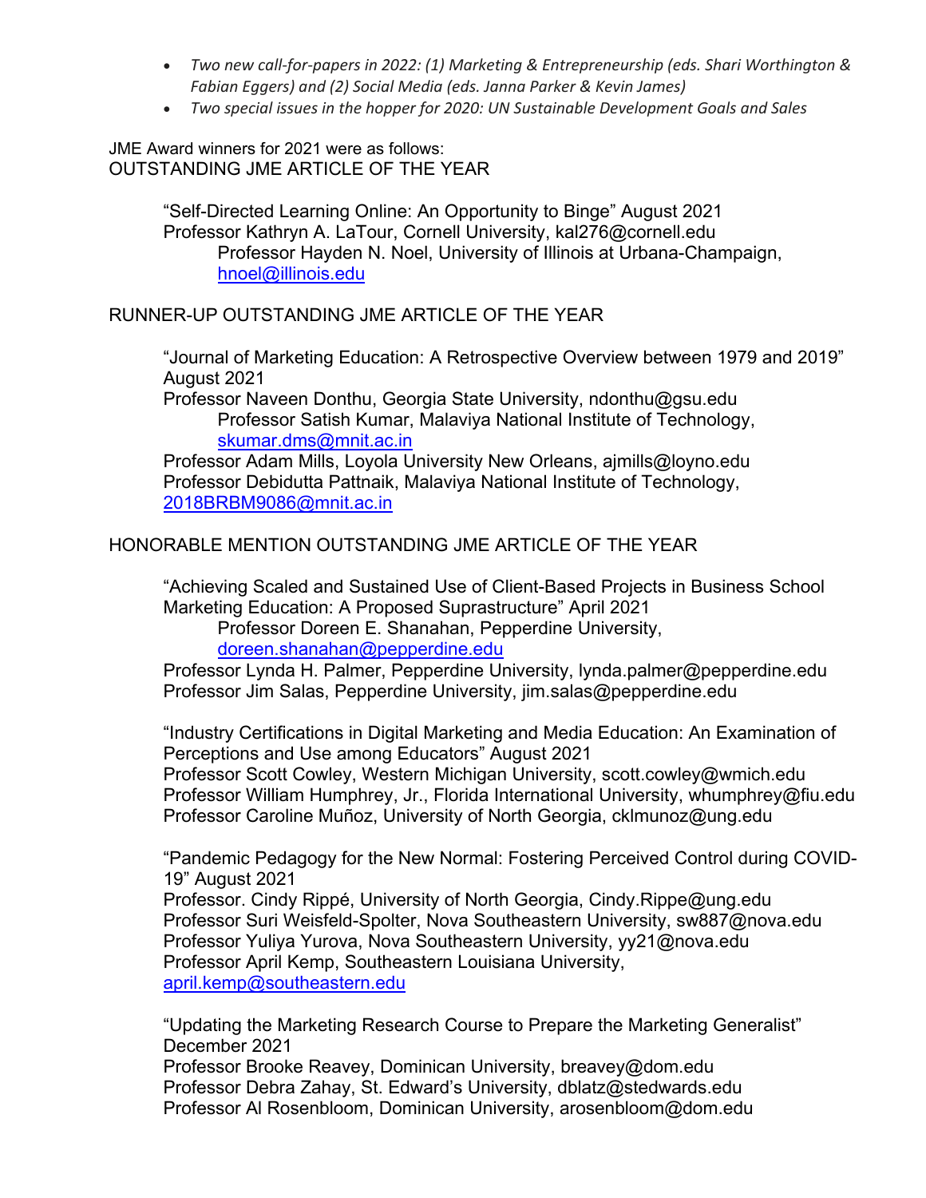- *Two new call-for-papers in 2022: (1) Marketing & Entrepreneurship (eds. Shari Worthington & Fabian Eggers) and (2) Social Media (eds. Janna Parker & Kevin James)*
- *Two special issues in the hopper for 2020: UN Sustainable Development Goals and Sales*

JME Award winners for 2021 were as follows:

OUTSTANDING JME ARTICLE OF THE YEAR

"Self-Directed Learning Online: An Opportunity to Binge" August 2021
Professor Kathryn A. LaTour, Cornell University, kal276@cornell.edu
Professor Hayden N. Noel, University of Illinois at Urbana-Champaign, hnoel@illinois.edu

RUNNER-UP OUTSTANDING JME ARTICLE OF THE YEAR

"Journal of Marketing Education: A Retrospective Overview between 1979 and 2019" August 2021
Professor Naveen Donthu, Georgia State University, ndonthu@gsu.edu
Professor Satish Kumar, Malaviya National Institute of Technology, skumar.dms@mnit.ac.in
Professor Adam Mills, Loyola University New Orleans, ajmills@loyno.edu
Professor Debidutta Pattnaik, Malaviya National Institute of Technology, 2018BRBM9086@mnit.ac.in

HONORABLE MENTION OUTSTANDING JME ARTICLE OF THE YEAR

"Achieving Scaled and Sustained Use of Client-Based Projects in Business School Marketing Education: A Proposed Suprastructure" April 2021
Professor Doreen E. Shanahan, Pepperdine University, doreen.shanahan@pepperdine.edu
Professor Lynda H. Palmer, Pepperdine University, lynda.palmer@pepperdine.edu
Professor Jim Salas, Pepperdine University, jim.salas@pepperdine.edu

"Industry Certifications in Digital Marketing and Media Education: An Examination of Perceptions and Use among Educators" August 2021
Professor Scott Cowley, Western Michigan University, scott.cowley@wmich.edu
Professor William Humphrey, Jr., Florida International University, whumphrey@fiu.edu
Professor Caroline Muñoz, University of North Georgia, cklmunoz@ung.edu

"Pandemic Pedagogy for the New Normal: Fostering Perceived Control during COVID-19" August 2021
Professor. Cindy Rippé, University of North Georgia, Cindy.Rippe@ung.edu
Professor Suri Weisfeld-Spolter, Nova Southeastern University, sw887@nova.edu
Professor Yuliya Yurova, Nova Southeastern University, yy21@nova.edu
Professor April Kemp, Southeastern Louisiana University, april.kemp@southeastern.edu

"Updating the Marketing Research Course to Prepare the Marketing Generalist" December 2021
Professor Brooke Reavey, Dominican University, breavey@dom.edu
Professor Debra Zahay, St. Edward's University, dblatz@stedwards.edu
Professor Al Rosenbloom, Dominican University, arosenbloom@dom.edu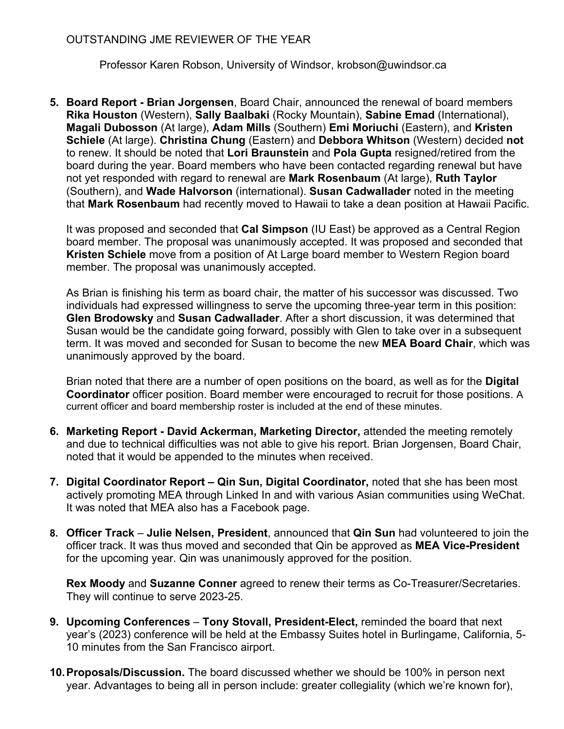OUTSTANDING JME REVIEWER OF THE YEAR

Professor Karen Robson, University of Windsor, krobson@uwindsor.ca

5. **Board Report - Brian Jorgensen**, Board Chair, announced the renewal of board members **Rika Houston** (Western), **Sally Baalbaki** (Rocky Mountain), **Sabine Emad** (International), **Magali Dubosson** (At large), **Adam Mills** (Southern) **Emi Moriuchi** (Eastern), and **Kristen Schiele** (At large). **Christina Chung** (Eastern) and **Debbora Whitson** (Western) decided **not** to renew. It should be noted that **Lori Braunstein** and **Pola Gupta** resigned/retired from the board during the year. Board members who have been contacted regarding renewal but have not yet responded with regard to renewal are **Mark Rosenbaum** (At large), **Ruth Taylor** (Southern), and **Wade Halvorson** (international). **Susan Cadwallader** noted in the meeting that **Mark Rosenbaum** had recently moved to Hawaii to take a dean position at Hawaii Pacific.

   It was proposed and seconded that **Cal Simpson** (IU East) be approved as a Central Region board member. The proposal was unanimously accepted. It was proposed and seconded that **Kristen Schiele** move from a position of At Large board member to Western Region board member. The proposal was unanimously accepted.

   As Brian is finishing his term as board chair, the matter of his successor was discussed. Two individuals had expressed willingness to serve the upcoming three-year term in this position: **Glen Brodowsky** and **Susan Cadwallader**. After a short discussion, it was determined that Susan would be the candidate going forward, possibly with Glen to take over in a subsequent term. It was moved and seconded for Susan to become the new **MEA Board Chair**, which was unanimously approved by the board.

   Brian noted that there are a number of open positions on the board, as well as for the **Digital Coordinator** officer position. Board member were encouraged to recruit for those positions. A current officer and board membership roster is included at the end of these minutes.

6. **Marketing Report - David Ackerman, Marketing Director,** attended the meeting remotely and due to technical difficulties was not able to give his report. Brian Jorgensen, Board Chair, noted that it would be appended to the minutes when received.

7. **Digital Coordinator Report – Qin Sun, Digital Coordinator,** noted that she has been most actively promoting MEA through Linked In and with various Asian communities using WeChat. It was noted that MEA also has a Facebook page.

8. **Officer Track** – **Julie Nelsen, President**, announced that **Qin Sun** had volunteered to join the officer track. It was thus moved and seconded that Qin be approved as **MEA Vice-President** for the upcoming year. Qin was unanimously approved for the position.

   **Rex Moody** and **Suzanne Conner** agreed to renew their terms as Co-Treasurer/Secretaries. They will continue to serve 2023-25.

9. **Upcoming Conferences** – **Tony Stovall, President-Elect,** reminded the board that next year's (2023) conference will be held at the Embassy Suites hotel in Burlingame, California, 5-10 minutes from the San Francisco airport.

10. **Proposals/Discussion.** The board discussed whether we should be 100% in person next year. Advantages to being all in person include: greater collegiality (which we're known for),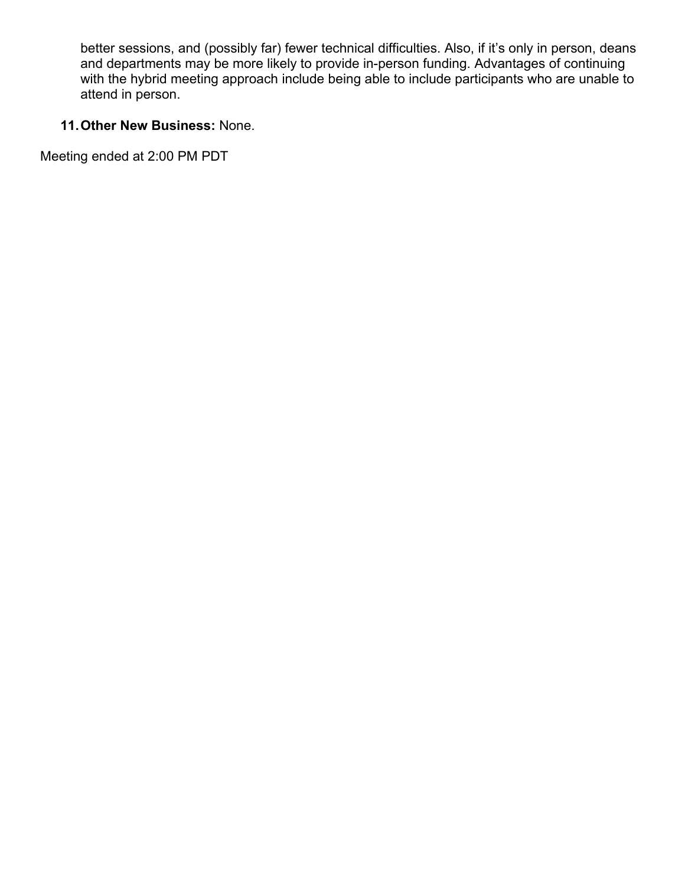better sessions, and (possibly far) fewer technical difficulties. Also, if it's only in person, deans and departments may be more likely to provide in-person funding. Advantages of continuing with the hybrid meeting approach include being able to include participants who are unable to attend in person.

11. **Other New Business:** None.

Meeting ended at 2:00 PM PDT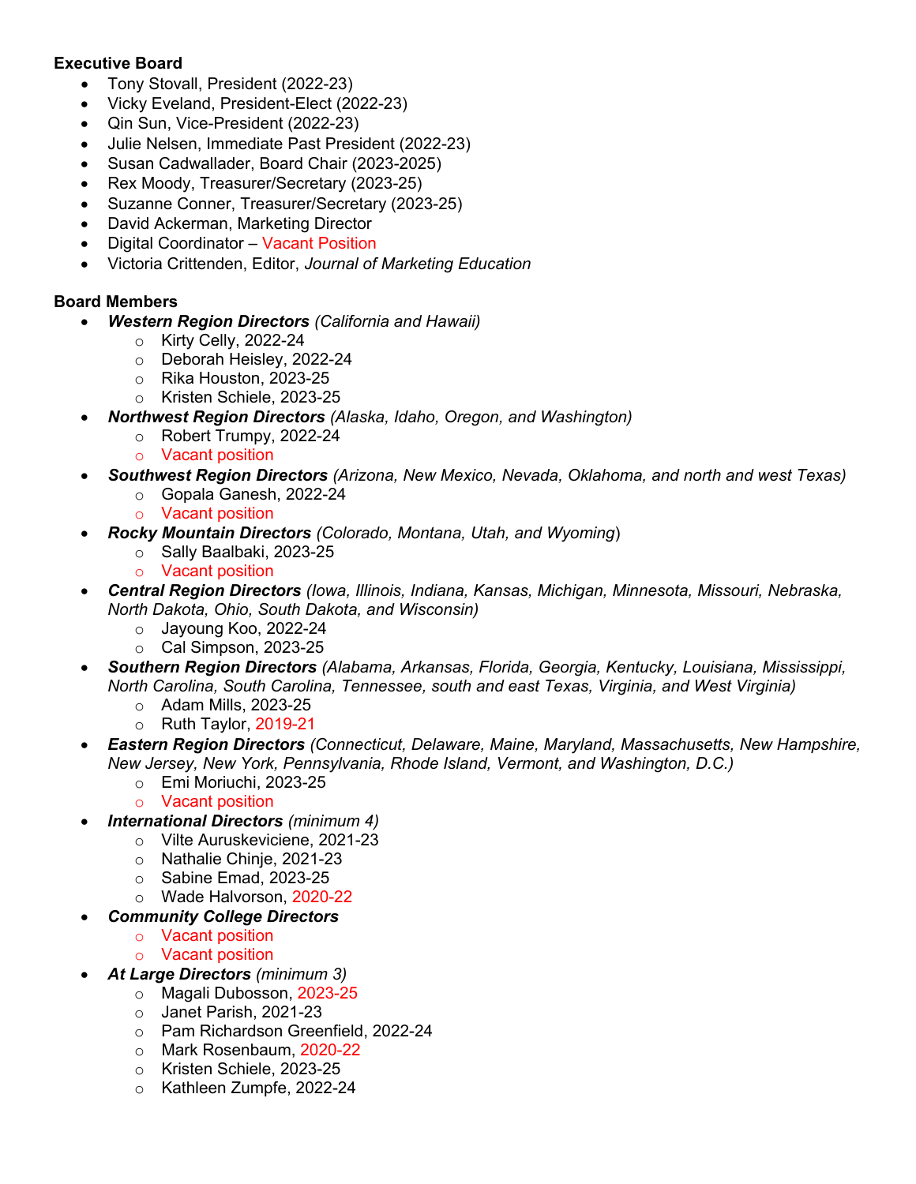**Executive Board**

- Tony Stovall, President (2022-23)
- Vicky Eveland, President-Elect (2022-23)
- Qin Sun, Vice-President (2022-23)
- Julie Nelsen, Immediate Past President (2022-23)
- Susan Cadwallader, Board Chair (2023-2025)
- Rex Moody, Treasurer/Secretary (2023-25)
- Suzanne Conner, Treasurer/Secretary (2023-25)
- David Ackerman, Marketing Director
- Digital Coordinator – Vacant Position
- Victoria Crittenden, Editor, *Journal of Marketing Education*

**Board Members**

- ***Western Region Directors*** *(California and Hawaii)*
    - Kirty Celly, 2022-24
    - Deborah Heisley, 2022-24
    - Rika Houston, 2023-25
    - Kristen Schiele, 2023-25
- ***Northwest Region Directors*** *(Alaska, Idaho, Oregon, and Washington)*
    - Robert Trumpy, 2022-24
    - Vacant position
- ***Southwest Region Directors*** *(Arizona, New Mexico, Nevada, Oklahoma, and north and west Texas)*
    - Gopala Ganesh, 2022-24
    - Vacant position
- ***Rocky Mountain Directors*** *(Colorado, Montana, Utah, and Wyoming)*
    - Sally Baalbaki, 2023-25
    - Vacant position
- ***Central Region Directors*** *(Iowa, Illinois, Indiana, Kansas, Michigan, Minnesota, Missouri, Nebraska, North Dakota, Ohio, South Dakota, and Wisconsin)*
    - Jayoung Koo, 2022-24
    - Cal Simpson, 2023-25
- ***Southern Region Directors*** *(Alabama, Arkansas, Florida, Georgia, Kentucky, Louisiana, Mississippi, North Carolina, South Carolina, Tennessee, south and east Texas, Virginia, and West Virginia)*
    - Adam Mills, 2023-25
    - Ruth Taylor, 2019-21
- ***Eastern Region Directors*** *(Connecticut, Delaware, Maine, Maryland, Massachusetts, New Hampshire, New Jersey, New York, Pennsylvania, Rhode Island, Vermont, and Washington, D.C.)*
    - Emi Moriuchi, 2023-25
    - Vacant position
- ***International Directors*** *(minimum 4)*
    - Vilte Auruskeviciene, 2021-23
    - Nathalie Chinje, 2021-23
    - Sabine Emad, 2023-25
    - Wade Halvorson, 2020-22
- ***Community College Directors***
    - Vacant position
    - Vacant position
- ***At Large Directors*** *(minimum 3)*
    - Magali Dubosson, 2023-25
    - Janet Parish, 2021-23
    - Pam Richardson Greenfield, 2022-24
    - Mark Rosenbaum, 2020-22
    - Kristen Schiele, 2023-25
    - Kathleen Zumpfe, 2022-24